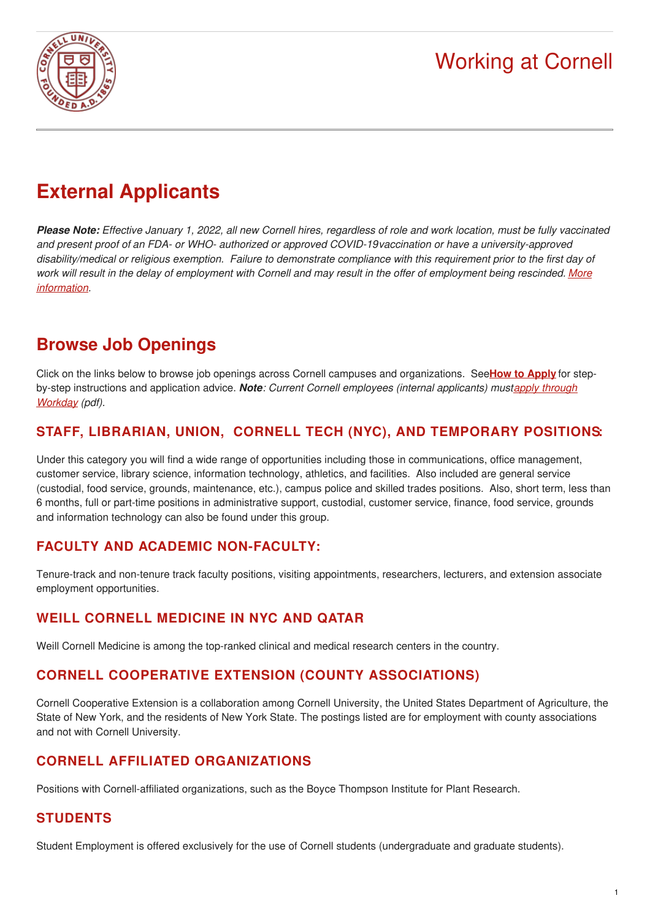# Working at Cornell

## External Applicants

***Please Note:*** *Effective January 1, 2022, all new Cornell hires, regardless of role and work location, must be fully vaccinated and present proof of an FDA- or WHO- authorized or approved COVID-19vaccination or have a university-approved disability/medical or religious exemption. Failure to demonstrate compliance with this requirement prior to the first day of work will result in the delay of employment with Cornell and may result in the offer of employment being rescinded. More information.*

## Browse Job Openings

Click on the links below to browse job openings across Cornell campuses and organizations. See**How to Apply** for step-by-step instructions and application advice. ***Note****: Current Cornell employees (internal applicants) mustapply through Workday (pdf).*

### STAFF, LIBRARIAN, UNION, CORNELL TECH (NYC), AND TEMPORARY POSITIONS:

Under this category you will find a wide range of opportunities including those in communications, office management, customer service, library science, information technology, athletics, and facilities. Also included are general service (custodial, food service, grounds, maintenance, etc.), campus police and skilled trades positions. Also, short term, less than 6 months, full or part-time positions in administrative support, custodial, customer service, finance, food service, grounds and information technology can also be found under this group.

### FACULTY AND ACADEMIC NON-FACULTY:

Tenure-track and non-tenure track faculty positions, visiting appointments, researchers, lecturers, and extension associate employment opportunities.

### WEILL CORNELL MEDICINE IN NYC AND QATAR

Weill Cornell Medicine is among the top-ranked clinical and medical research centers in the country.

### CORNELL COOPERATIVE EXTENSION (COUNTY ASSOCIATIONS)

Cornell Cooperative Extension is a collaboration among Cornell University, the United States Department of Agriculture, the State of New York, and the residents of New York State. The postings listed are for employment with county associations and not with Cornell University.

### CORNELL AFFILIATED ORGANIZATIONS

Positions with Cornell-affiliated organizations, such as the Boyce Thompson Institute for Plant Research.

### STUDENTS

Student Employment is offered exclusively for the use of Cornell students (undergraduate and graduate students).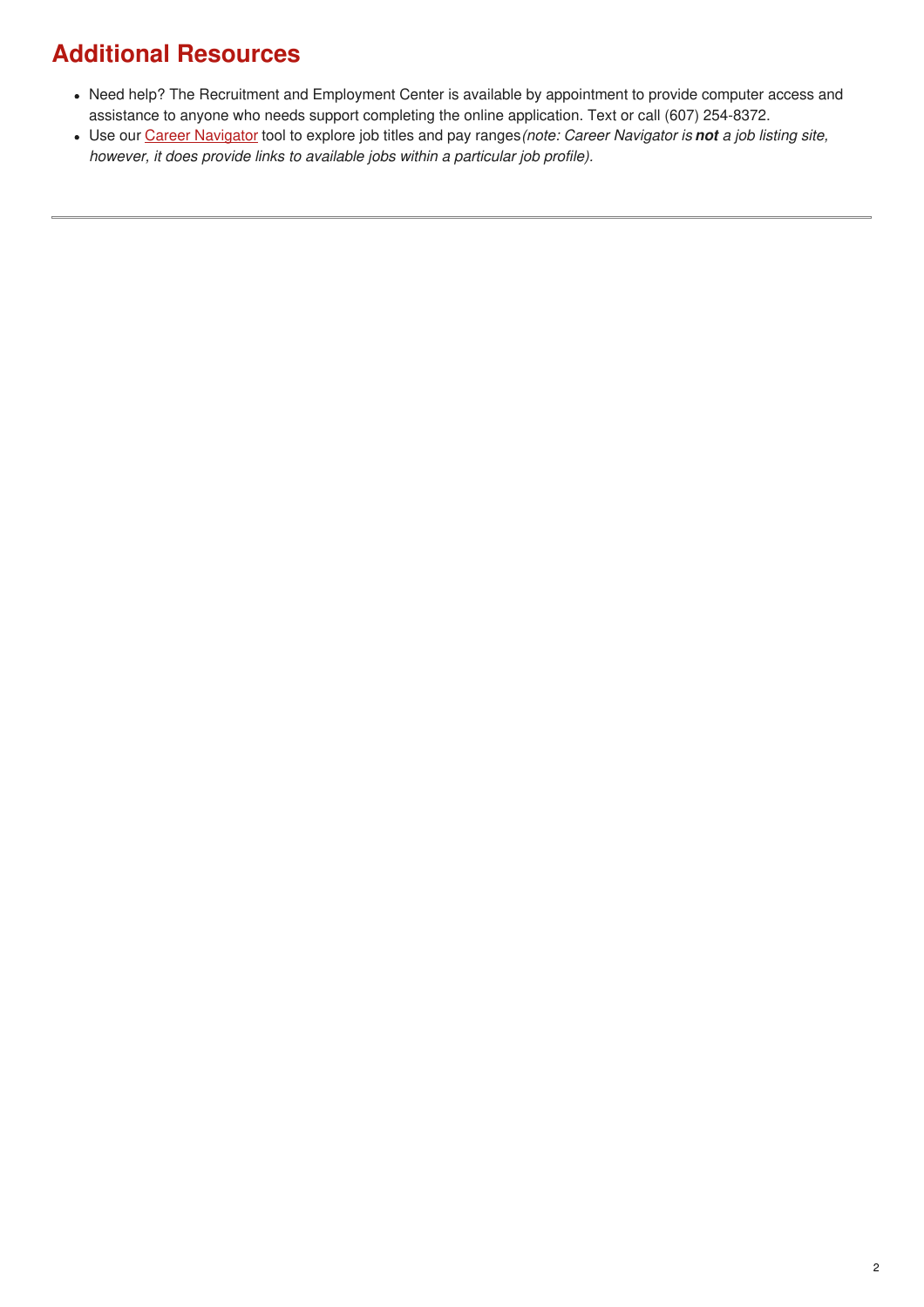## Additional Resources

- Need help? The Recruitment and Employment Center is available by appointment to provide computer access and assistance to anyone who needs support completing the online application. Text or call (607) 254-8372.
- Use our Career Navigator tool to explore job titles and pay ranges *(note: Career Navigator is **not** a job listing site, however, it does provide links to available jobs within a particular job profile).*